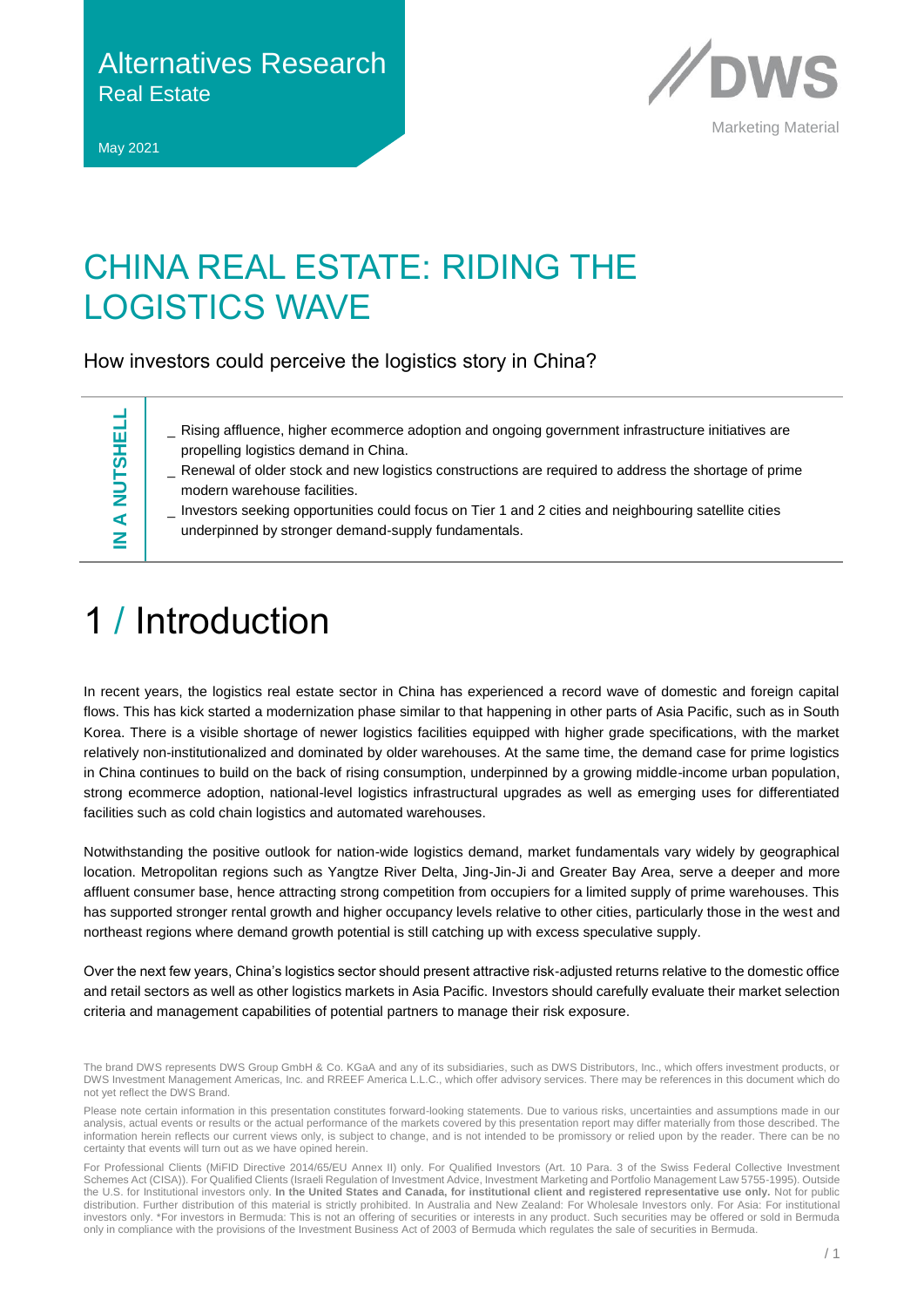Alternatives Research
Real Estate

May 2021

Marketing Material

# CHINA REAL ESTATE: RIDING THE LOGISTICS WAVE

How investors could perceive the logistics story in China?

**IN A NUTSHELL**

- Rising affluence, higher ecommerce adoption and ongoing government infrastructure initiatives are propelling logistics demand in China.
- Renewal of older stock and new logistics constructions are required to address the shortage of prime modern warehouse facilities.
- Investors seeking opportunities could focus on Tier 1 and 2 cities and neighbouring satellite cities underpinned by stronger demand-supply fundamentals.

## 1 / Introduction

In recent years, the logistics real estate sector in China has experienced a record wave of domestic and foreign capital flows. This has kick started a modernization phase similar to that happening in other parts of Asia Pacific, such as in South Korea. There is a visible shortage of newer logistics facilities equipped with higher grade specifications, with the market relatively non-institutionalized and dominated by older warehouses. At the same time, the demand case for prime logistics in China continues to build on the back of rising consumption, underpinned by a growing middle-income urban population, strong ecommerce adoption, national-level logistics infrastructural upgrades as well as emerging uses for differentiated facilities such as cold chain logistics and automated warehouses.

Notwithstanding the positive outlook for nation-wide logistics demand, market fundamentals vary widely by geographical location. Metropolitan regions such as Yangtze River Delta, Jing-Jin-Ji and Greater Bay Area, serve a deeper and more affluent consumer base, hence attracting strong competition from occupiers for a limited supply of prime warehouses. This has supported stronger rental growth and higher occupancy levels relative to other cities, particularly those in the west and northeast regions where demand growth potential is still catching up with excess speculative supply.

Over the next few years, China's logistics sector should present attractive risk-adjusted returns relative to the domestic office and retail sectors as well as other logistics markets in Asia Pacific. Investors should carefully evaluate their market selection criteria and management capabilities of potential partners to manage their risk exposure.

The brand DWS represents DWS Group GmbH & Co. KGaA and any of its subsidiaries, such as DWS Distributors, Inc., which offers investment products, or DWS Investment Management Americas, Inc. and RREEF America L.L.C., which offer advisory services. There may be references in this document which do not yet reflect the DWS Brand.

Please note certain information in this presentation constitutes forward-looking statements. Due to various risks, uncertainties and assumptions made in our analysis, actual events or results or the actual performance of the markets covered by this presentation report may differ materially from those described. The information herein reflects our current views only, is subject to change, and is not intended to be promissory or relied upon by the reader. There can be no certainty that events will turn out as we have opined herein.

For Professional Clients (MiFID Directive 2014/65/EU Annex II) only. For Qualified Investors (Art. 10 Para. 3 of the Swiss Federal Collective Investment Schemes Act (CISA)). For Qualified Clients (Israeli Regulation of Investment Advice, Investment Marketing and Portfolio Management Law 5755-1995). Outside the U.S. for Institutional investors only. **In the United States and Canada, for institutional client and registered representative use only.** Not for public distribution. Further distribution of this material is strictly prohibited. In Australia and New Zealand: For Wholesale Investors only. For Asia: For institutional investors only. *For investors in Bermuda: This is not an offering of securities or interests in any product. Such securities may be offered or sold in Bermuda only in compliance with the provisions of the Investment Business Act of 2003 of Bermuda which regulates the sale of securities in Bermuda.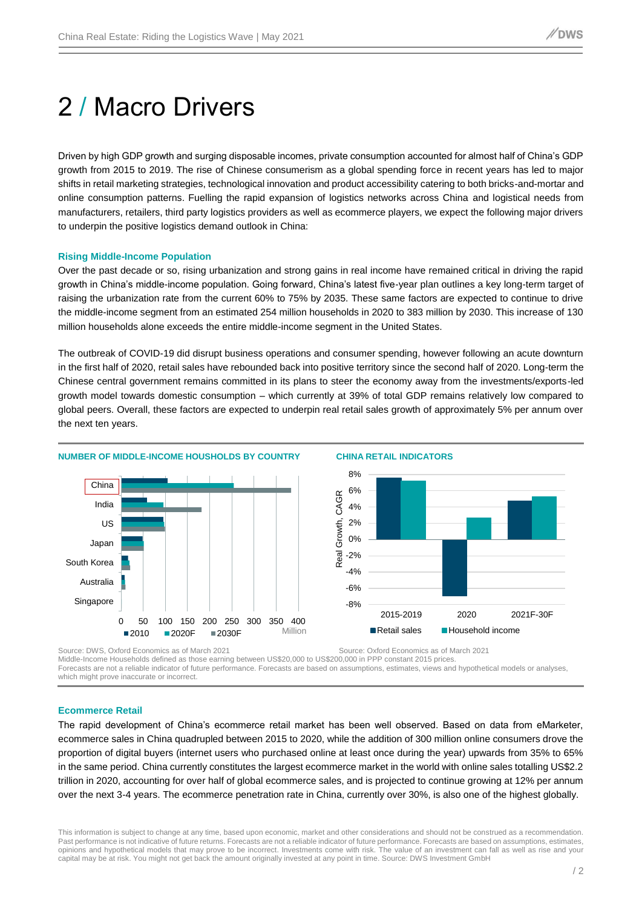# 2 / Macro Drivers

Driven by high GDP growth and surging disposable incomes, private consumption accounted for almost half of China's GDP growth from 2015 to 2019. The rise of Chinese consumerism as a global spending force in recent years has led to major shifts in retail marketing strategies, technological innovation and product accessibility catering to both bricks-and-mortar and online consumption patterns. Fuelling the rapid expansion of logistics networks across China and logistical needs from manufacturers, retailers, third party logistics providers as well as ecommerce players, we expect the following major drivers to underpin the positive logistics demand outlook in China:

### Rising Middle-Income Population

Over the past decade or so, rising urbanization and strong gains in real income have remained critical in driving the rapid growth in China's middle-income population. Going forward, China's latest five-year plan outlines a key long-term target of raising the urbanization rate from the current 60% to 75% by 2035. These same factors are expected to continue to drive the middle-income segment from an estimated 254 million households in 2020 to 383 million by 2030. This increase of 130 million households alone exceeds the entire middle-income segment in the United States.

The outbreak of COVID-19 did disrupt business operations and consumer spending, however following an acute downturn in the first half of 2020, retail sales have rebounded back into positive territory since the second half of 2020. Long-term the Chinese central government remains committed in its plans to steer the economy away from the investments/exports-led growth model towards domestic consumption – which currently at 39% of total GDP remains relatively low compared to global peers. Overall, these factors are expected to underpin real retail sales growth of approximately 5% per annum over the next ten years.

**NUMBER OF MIDDLE-INCOME HOUSHOLDS BY COUNTRY**

Source: DWS, Oxford Economics as of March 2021

**CHINA RETAIL INDICATORS**

Source: Oxford Economics as of March 2021

Middle-Income Households defined as those earning between US$20,000 to US$200,000 in PPP constant 2015 prices.
Forecasts are not a reliable indicator of future performance. Forecasts are based on assumptions, estimates, views and hypothetical models or analyses, which might prove inaccurate or incorrect.

### Ecommerce Retail

The rapid development of China's ecommerce retail market has been well observed. Based on data from eMarketer, ecommerce sales in China quadrupled between 2015 to 2020, while the addition of 300 million online consumers drove the proportion of digital buyers (internet users who purchased online at least once during the year) upwards from 35% to 65% in the same period. China currently constitutes the largest ecommerce market in the world with online sales totalling US$2.2 trillion in 2020, accounting for over half of global ecommerce sales, and is projected to continue growing at 12% per annum over the next 3-4 years. The ecommerce penetration rate in China, currently over 30%, is also one of the highest globally.

This information is subject to change at any time, based upon economic, market and other considerations and should not be construed as a recommendation. Past performance is not indicative of future returns. Forecasts are not a reliable indicator of future performance. Forecasts are based on assumptions, estimates, opinions and hypothetical models that may prove to be incorrect. Investments come with risk. The value of an investment can fall as well as rise and your capital may be at risk. You might not get back the amount originally invested at any point in time. Source: DWS Investment GmbH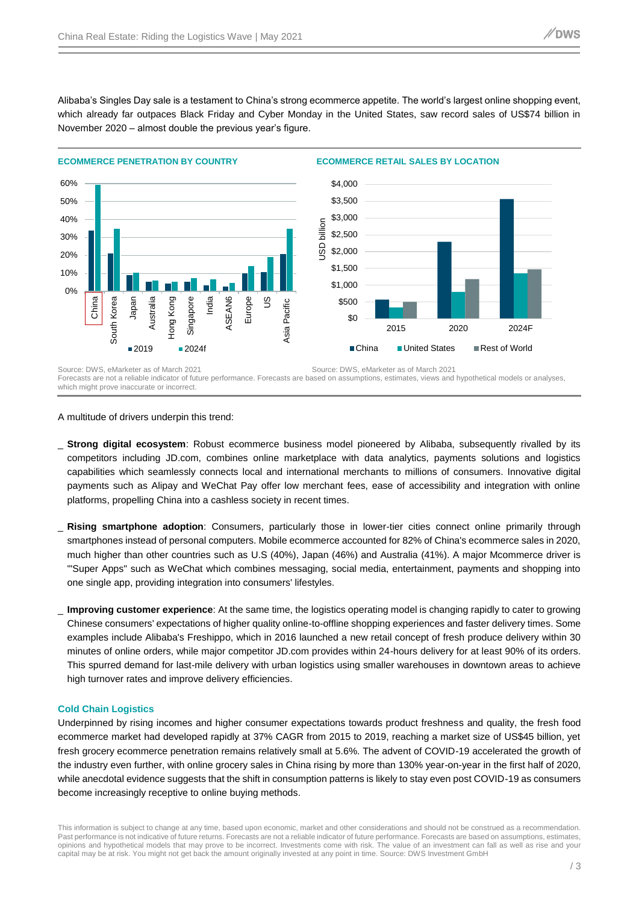Alibaba's Singles Day sale is a testament to China's strong ecommerce appetite. The world's largest online shopping event, which already far outpaces Black Friday and Cyber Monday in the United States, saw record sales of US$74 billion in November 2020 – almost double the previous year's figure.

**ECOMMERCE PENETRATION BY COUNTRY**

Source: DWS, eMarketer as of March 2021

**ECOMMERCE RETAIL SALES BY LOCATION**

Source: DWS, eMarketer as of March 2021

Forecasts are not a reliable indicator of future performance. Forecasts are based on assumptions, estimates, views and hypothetical models or analyses, which might prove inaccurate or incorrect.

A multitude of drivers underpin this trend:

- **Strong digital ecosystem**: Robust ecommerce business model pioneered by Alibaba, subsequently rivalled by its competitors including JD.com, combines online marketplace with data analytics, payments solutions and logistics capabilities which seamlessly connects local and international merchants to millions of consumers. Innovative digital payments such as Alipay and WeChat Pay offer low merchant fees, ease of accessibility and integration with online platforms, propelling China into a cashless society in recent times.

- **Rising smartphone adoption**: Consumers, particularly those in lower-tier cities connect online primarily through smartphones instead of personal computers. Mobile ecommerce accounted for 82% of China's ecommerce sales in 2020, much higher than other countries such as U.S (40%), Japan (46%) and Australia (41%). A major Mcommerce driver is "'Super Apps" such as WeChat which combines messaging, social media, entertainment, payments and shopping into one single app, providing integration into consumers' lifestyles.

- **Improving customer experience**: At the same time, the logistics operating model is changing rapidly to cater to growing Chinese consumers' expectations of higher quality online-to-offline shopping experiences and faster delivery times. Some examples include Alibaba's Freshippo, which in 2016 launched a new retail concept of fresh produce delivery within 30 minutes of online orders, while major competitor JD.com provides within 24-hours delivery for at least 90% of its orders. This spurred demand for last-mile delivery with urban logistics using smaller warehouses in downtown areas to achieve high turnover rates and improve delivery efficiencies.

### Cold Chain Logistics

Underpinned by rising incomes and higher consumer expectations towards product freshness and quality, the fresh food ecommerce market had developed rapidly at 37% CAGR from 2015 to 2019, reaching a market size of US$45 billion, yet fresh grocery ecommerce penetration remains relatively small at 5.6%. The advent of COVID-19 accelerated the growth of the industry even further, with online grocery sales in China rising by more than 130% year-on-year in the first half of 2020, while anecdotal evidence suggests that the shift in consumption patterns is likely to stay even post COVID-19 as consumers become increasingly receptive to online buying methods.

This information is subject to change at any time, based upon economic, market and other considerations and should not be construed as a recommendation. Past performance is not indicative of future returns. Forecasts are not a reliable indicator of future performance. Forecasts are based on assumptions, estimates, opinions and hypothetical models that may prove to be incorrect. Investments come with risk. The value of an investment can fall as well as rise and your capital may be at risk. You might not get back the amount originally invested at any point in time. Source: DWS Investment GmbH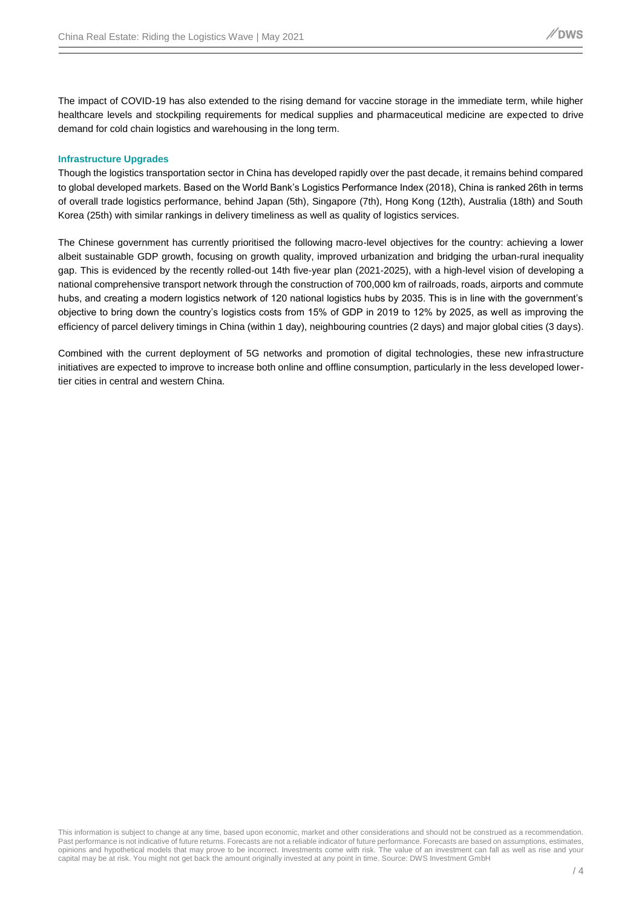The impact of COVID-19 has also extended to the rising demand for vaccine storage in the immediate term, while higher healthcare levels and stockpiling requirements for medical supplies and pharmaceutical medicine are expected to drive demand for cold chain logistics and warehousing in the long term.

### Infrastructure Upgrades

Though the logistics transportation sector in China has developed rapidly over the past decade, it remains behind compared to global developed markets. Based on the World Bank's Logistics Performance Index (2018), China is ranked 26th in terms of overall trade logistics performance, behind Japan (5th), Singapore (7th), Hong Kong (12th), Australia (18th) and South Korea (25th) with similar rankings in delivery timeliness as well as quality of logistics services.

The Chinese government has currently prioritised the following macro-level objectives for the country: achieving a lower albeit sustainable GDP growth, focusing on growth quality, improved urbanization and bridging the urban-rural inequality gap. This is evidenced by the recently rolled-out 14th five-year plan (2021-2025), with a high-level vision of developing a national comprehensive transport network through the construction of 700,000 km of railroads, roads, airports and commute hubs, and creating a modern logistics network of 120 national logistics hubs by 2035. This is in line with the government's objective to bring down the country's logistics costs from 15% of GDP in 2019 to 12% by 2025, as well as improving the efficiency of parcel delivery timings in China (within 1 day), neighbouring countries (2 days) and major global cities (3 days).

Combined with the current deployment of 5G networks and promotion of digital technologies, these new infrastructure initiatives are expected to improve to increase both online and offline consumption, particularly in the less developed lower-tier cities in central and western China.

This information is subject to change at any time, based upon economic, market and other considerations and should not be construed as a recommendation. Past performance is not indicative of future returns. Forecasts are not a reliable indicator of future performance. Forecasts are based on assumptions, estimates, opinions and hypothetical models that may prove to be incorrect. Investments come with risk. The value of an investment can fall as well as rise and your capital may be at risk. You might not get back the amount originally invested at any point in time. Source: DWS Investment GmbH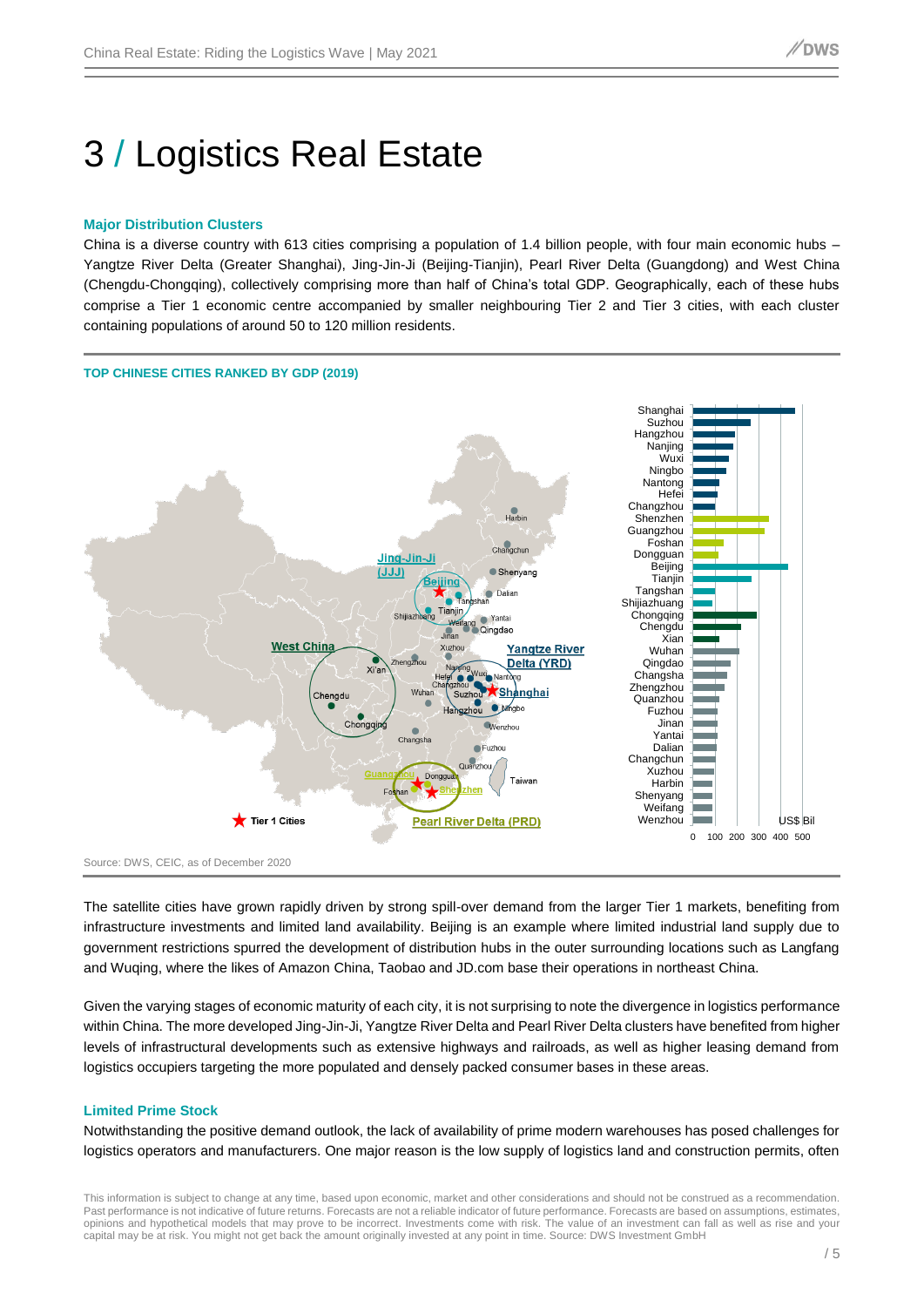# 3 / Logistics Real Estate

### Major Distribution Clusters

China is a diverse country with 613 cities comprising a population of 1.4 billion people, with four main economic hubs – Yangtze River Delta (Greater Shanghai), Jing-Jin-Ji (Beijing-Tianjin), Pearl River Delta (Guangdong) and West China (Chengdu-Chongqing), collectively comprising more than half of China's total GDP. Geographically, each of these hubs comprise a Tier 1 economic centre accompanied by smaller neighbouring Tier 2 and Tier 3 cities, with each cluster containing populations of around 50 to 120 million residents.

**TOP CHINESE CITIES RANKED BY GDP (2019)**

Source: DWS, CEIC, as of December 2020

The satellite cities have grown rapidly driven by strong spill-over demand from the larger Tier 1 markets, benefiting from infrastructure investments and limited land availability. Beijing is an example where limited industrial land supply due to government restrictions spurred the development of distribution hubs in the outer surrounding locations such as Langfang and Wuqing, where the likes of Amazon China, Taobao and JD.com base their operations in northeast China.

Given the varying stages of economic maturity of each city, it is not surprising to note the divergence in logistics performance within China. The more developed Jing-Jin-Ji, Yangtze River Delta and Pearl River Delta clusters have benefited from higher levels of infrastructural developments such as extensive highways and railroads, as well as higher leasing demand from logistics occupiers targeting the more populated and densely packed consumer bases in these areas.

### Limited Prime Stock

Notwithstanding the positive demand outlook, the lack of availability of prime modern warehouses has posed challenges for logistics operators and manufacturers. One major reason is the low supply of logistics land and construction permits, often

This information is subject to change at any time, based upon economic, market and other considerations and should not be construed as a recommendation. Past performance is not indicative of future returns. Forecasts are not a reliable indicator of future performance. Forecasts are based on assumptions, estimates, opinions and hypothetical models that may prove to be incorrect. Investments come with risk. The value of an investment can fall as well as rise and your capital may be at risk. You might not get back the amount originally invested at any point in time. Source: DWS Investment GmbH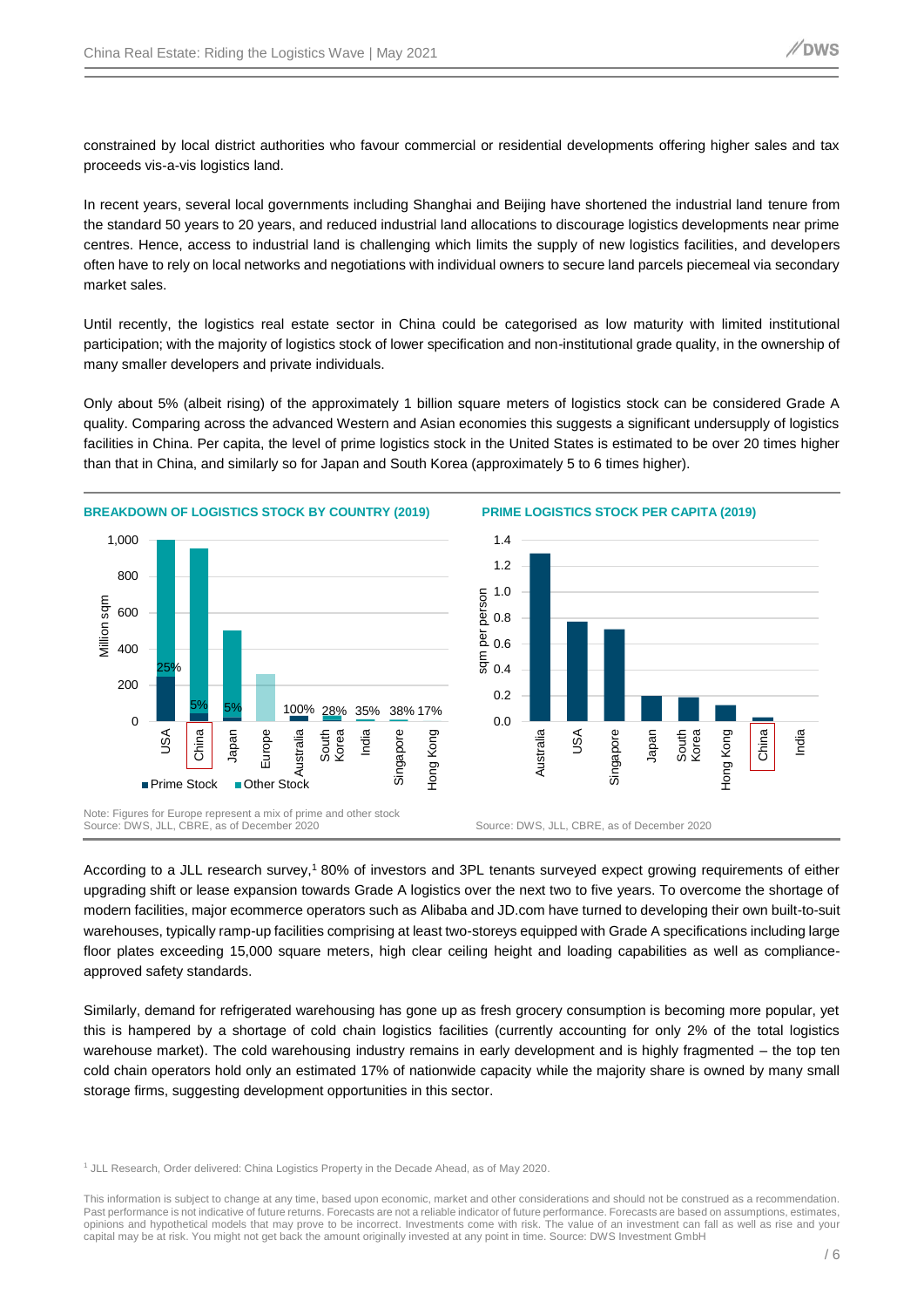constrained by local district authorities who favour commercial or residential developments offering higher sales and tax proceeds vis-a-vis logistics land.

In recent years, several local governments including Shanghai and Beijing have shortened the industrial land tenure from the standard 50 years to 20 years, and reduced industrial land allocations to discourage logistics developments near prime centres. Hence, access to industrial land is challenging which limits the supply of new logistics facilities, and developers often have to rely on local networks and negotiations with individual owners to secure land parcels piecemeal via secondary market sales.

Until recently, the logistics real estate sector in China could be categorised as low maturity with limited institutional participation; with the majority of logistics stock of lower specification and non-institutional grade quality, in the ownership of many smaller developers and private individuals.

Only about 5% (albeit rising) of the approximately 1 billion square meters of logistics stock can be considered Grade A quality. Comparing across the advanced Western and Asian economies this suggests a significant undersupply of logistics facilities in China. Per capita, the level of prime logistics stock in the United States is estimated to be over 20 times higher than that in China, and similarly so for Japan and South Korea (approximately 5 to 6 times higher).

**BREAKDOWN OF LOGISTICS STOCK BY COUNTRY (2019)**

Million sqm; Prime Stock / Other Stock. Prime stock share: USA 25%, China 5%, Japan 5%, Australia 100%, South Korea 28%, India 35%, Singapore 38%, Hong Kong 17%.

Note: Figures for Europe represent a mix of prime and other stock
Source: DWS, JLL, CBRE, as of December 2020

**PRIME LOGISTICS STOCK PER CAPITA (2019)**

sqm per person; Australia, USA, Singapore, Japan, South Korea, Hong Kong, China, India.

Source: DWS, JLL, CBRE, as of December 2020

According to a JLL research survey,[1] 80% of investors and 3PL tenants surveyed expect growing requirements of either upgrading shift or lease expansion towards Grade A logistics over the next two to five years. To overcome the shortage of modern facilities, major ecommerce operators such as Alibaba and JD.com have turned to developing their own built-to-suit warehouses, typically ramp-up facilities comprising at least two-storeys equipped with Grade A specifications including large floor plates exceeding 15,000 square meters, high clear ceiling height and loading capabilities as well as compliance-approved safety standards.

Similarly, demand for refrigerated warehousing has gone up as fresh grocery consumption is becoming more popular, yet this is hampered by a shortage of cold chain logistics facilities (currently accounting for only 2% of the total logistics warehouse market). The cold warehousing industry remains in early development and is highly fragmented – the top ten cold chain operators hold only an estimated 17% of nationwide capacity while the majority share is owned by many small storage firms, suggesting development opportunities in this sector.

[1] JLL Research, Order delivered: China Logistics Property in the Decade Ahead, as of May 2020.

This information is subject to change at any time, based upon economic, market and other considerations and should not be construed as a recommendation. Past performance is not indicative of future returns. Forecasts are not a reliable indicator of future performance. Forecasts are based on assumptions, estimates, opinions and hypothetical models that may prove to be incorrect. Investments come with risk. The value of an investment can fall as well as rise and your capital may be at risk. You might not get back the amount originally invested at any point in time. Source: DWS Investment GmbH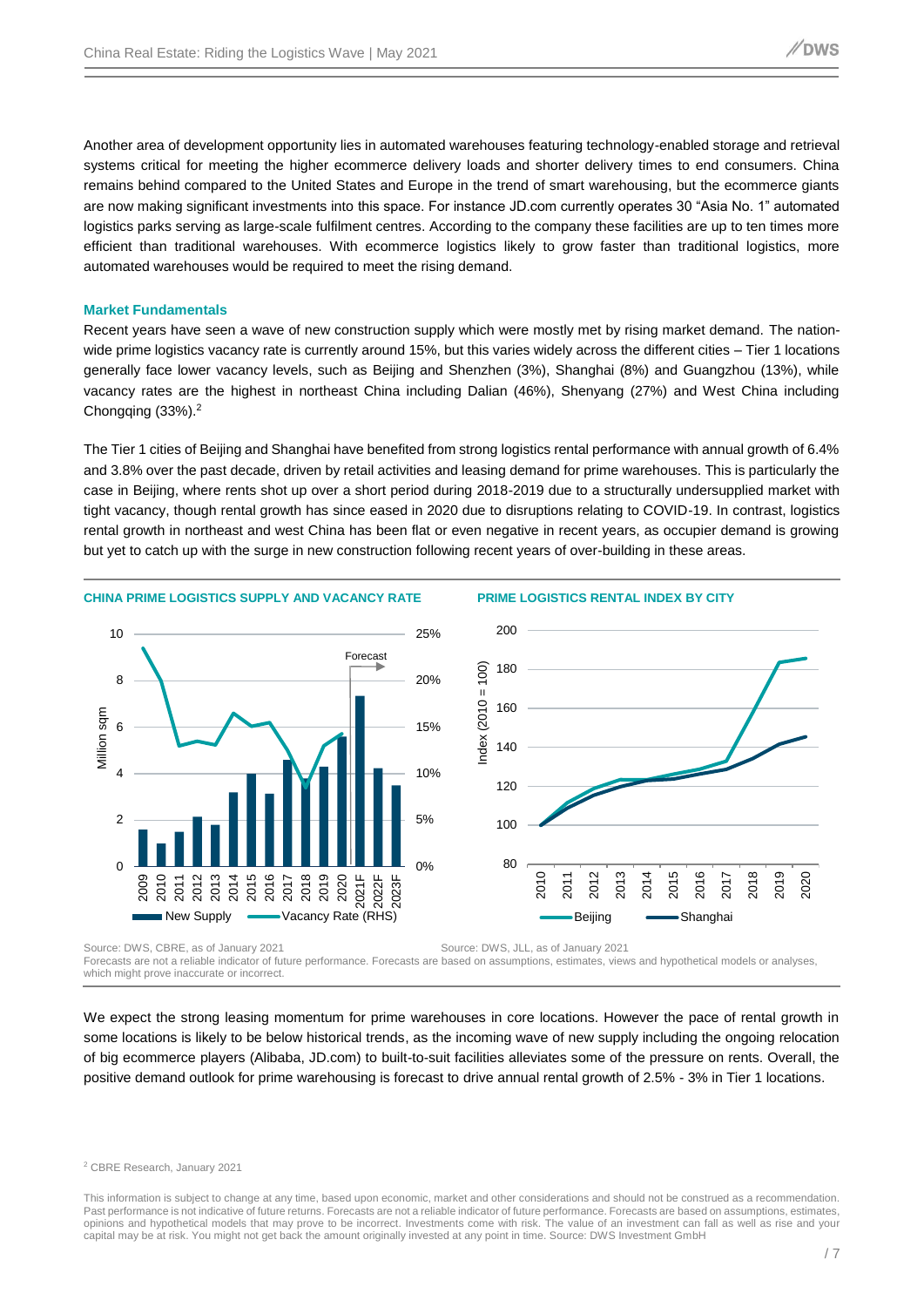Another area of development opportunity lies in automated warehouses featuring technology-enabled storage and retrieval systems critical for meeting the higher ecommerce delivery loads and shorter delivery times to end consumers. China remains behind compared to the United States and Europe in the trend of smart warehousing, but the ecommerce giants are now making significant investments into this space. For instance JD.com currently operates 30 "Asia No. 1" automated logistics parks serving as large-scale fulfilment centres. According to the company these facilities are up to ten times more efficient than traditional warehouses. With ecommerce logistics likely to grow faster than traditional logistics, more automated warehouses would be required to meet the rising demand.

### Market Fundamentals

Recent years have seen a wave of new construction supply which were mostly met by rising market demand. The nation-wide prime logistics vacancy rate is currently around 15%, but this varies widely across the different cities – Tier 1 locations generally face lower vacancy levels, such as Beijing and Shenzhen (3%), Shanghai (8%) and Guangzhou (13%), while vacancy rates are the highest in northeast China including Dalian (46%), Shenyang (27%) and West China including Chongqing (33%).[2]

The Tier 1 cities of Beijing and Shanghai have benefited from strong logistics rental performance with annual growth of 6.4% and 3.8% over the past decade, driven by retail activities and leasing demand for prime warehouses. This is particularly the case in Beijing, where rents shot up over a short period during 2018-2019 due to a structurally undersupplied market with tight vacancy, though rental growth has since eased in 2020 due to disruptions relating to COVID-19. In contrast, logistics rental growth in northeast and west China has been flat or even negative in recent years, as occupier demand is growing but yet to catch up with the surge in new construction following recent years of over-building in these areas.

**CHINA PRIME LOGISTICS SUPPLY AND VACANCY RATE**

Source: DWS, CBRE, as of January 2021

**PRIME LOGISTICS RENTAL INDEX BY CITY**

Source: DWS, JLL, as of January 2021

Forecasts are not a reliable indicator of future performance. Forecasts are based on assumptions, estimates, views and hypothetical models or analyses, which might prove inaccurate or incorrect.

We expect the strong leasing momentum for prime warehouses in core locations. However the pace of rental growth in some locations is likely to be below historical trends, as the incoming wave of new supply including the ongoing relocation of big ecommerce players (Alibaba, JD.com) to built-to-suit facilities alleviates some of the pressure on rents. Overall, the positive demand outlook for prime warehousing is forecast to drive annual rental growth of 2.5% - 3% in Tier 1 locations.

[2] CBRE Research, January 2021

This information is subject to change at any time, based upon economic, market and other considerations and should not be construed as a recommendation. Past performance is not indicative of future returns. Forecasts are not a reliable indicator of future performance. Forecasts are based on assumptions, estimates, opinions and hypothetical models that may prove to be incorrect. Investments come with risk. The value of an investment can fall as well as rise and your capital may be at risk. You might not get back the amount originally invested at any point in time. Source: DWS Investment GmbH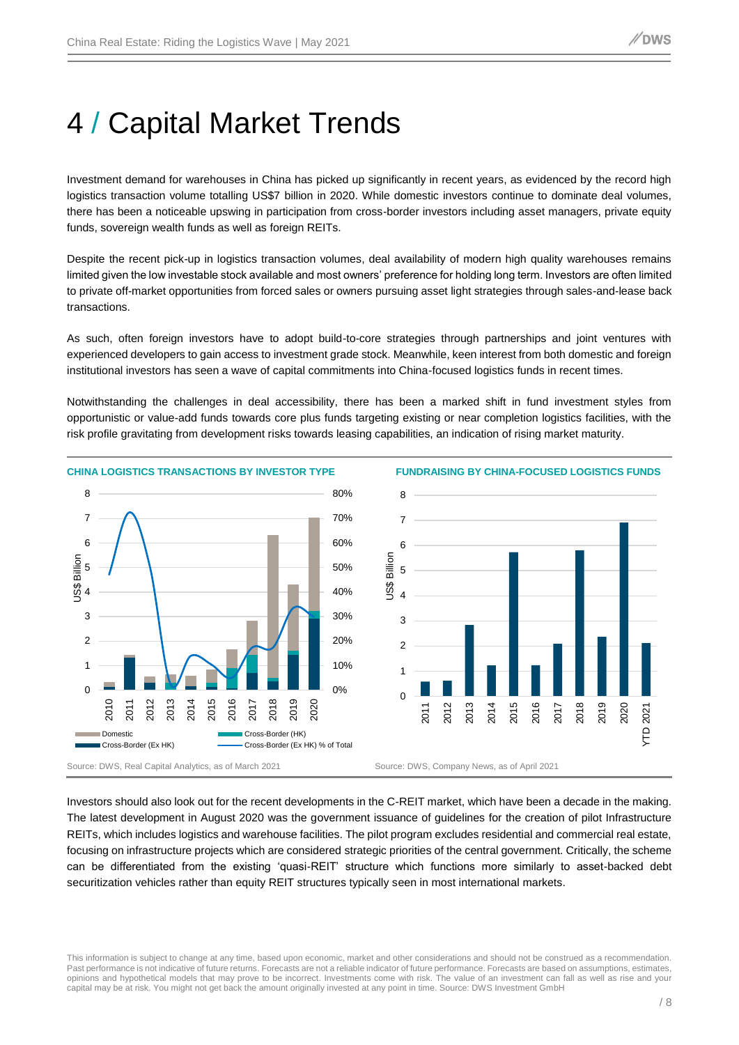# 4 / Capital Market Trends

Investment demand for warehouses in China has picked up significantly in recent years, as evidenced by the record high logistics transaction volume totalling US$7 billion in 2020. While domestic investors continue to dominate deal volumes, there has been a noticeable upswing in participation from cross-border investors including asset managers, private equity funds, sovereign wealth funds as well as foreign REITs.

Despite the recent pick-up in logistics transaction volumes, deal availability of modern high quality warehouses remains limited given the low investable stock available and most owners' preference for holding long term. Investors are often limited to private off-market opportunities from forced sales or owners pursuing asset light strategies through sales-and-lease back transactions.

As such, often foreign investors have to adopt build-to-core strategies through partnerships and joint ventures with experienced developers to gain access to investment grade stock. Meanwhile, keen interest from both domestic and foreign institutional investors has seen a wave of capital commitments into China-focused logistics funds in recent times.

Notwithstanding the challenges in deal accessibility, there has been a marked shift in fund investment styles from opportunistic or value-add funds towards core plus funds targeting existing or near completion logistics facilities, with the risk profile gravitating from development risks towards leasing capabilities, an indication of rising market maturity.

**CHINA LOGISTICS TRANSACTIONS BY INVESTOR TYPE**

Source: DWS, Real Capital Analytics, as of March 2021

**FUNDRAISING BY CHINA-FOCUSED LOGISTICS FUNDS**

Source: DWS, Company News, as of April 2021

Investors should also look out for the recent developments in the C-REIT market, which have been a decade in the making. The latest development in August 2020 was the government issuance of guidelines for the creation of pilot Infrastructure REITs, which includes logistics and warehouse facilities. The pilot program excludes residential and commercial real estate, focusing on infrastructure projects which are considered strategic priorities of the central government. Critically, the scheme can be differentiated from the existing 'quasi-REIT' structure which functions more similarly to asset-backed debt securitization vehicles rather than equity REIT structures typically seen in most international markets.

This information is subject to change at any time, based upon economic, market and other considerations and should not be construed as a recommendation. Past performance is not indicative of future returns. Forecasts are not a reliable indicator of future performance. Forecasts are based on assumptions, estimates, opinions and hypothetical models that may prove to be incorrect. Investments come with risk. The value of an investment can fall as well as rise and your capital may be at risk. You might not get back the amount originally invested at any point in time. Source: DWS Investment GmbH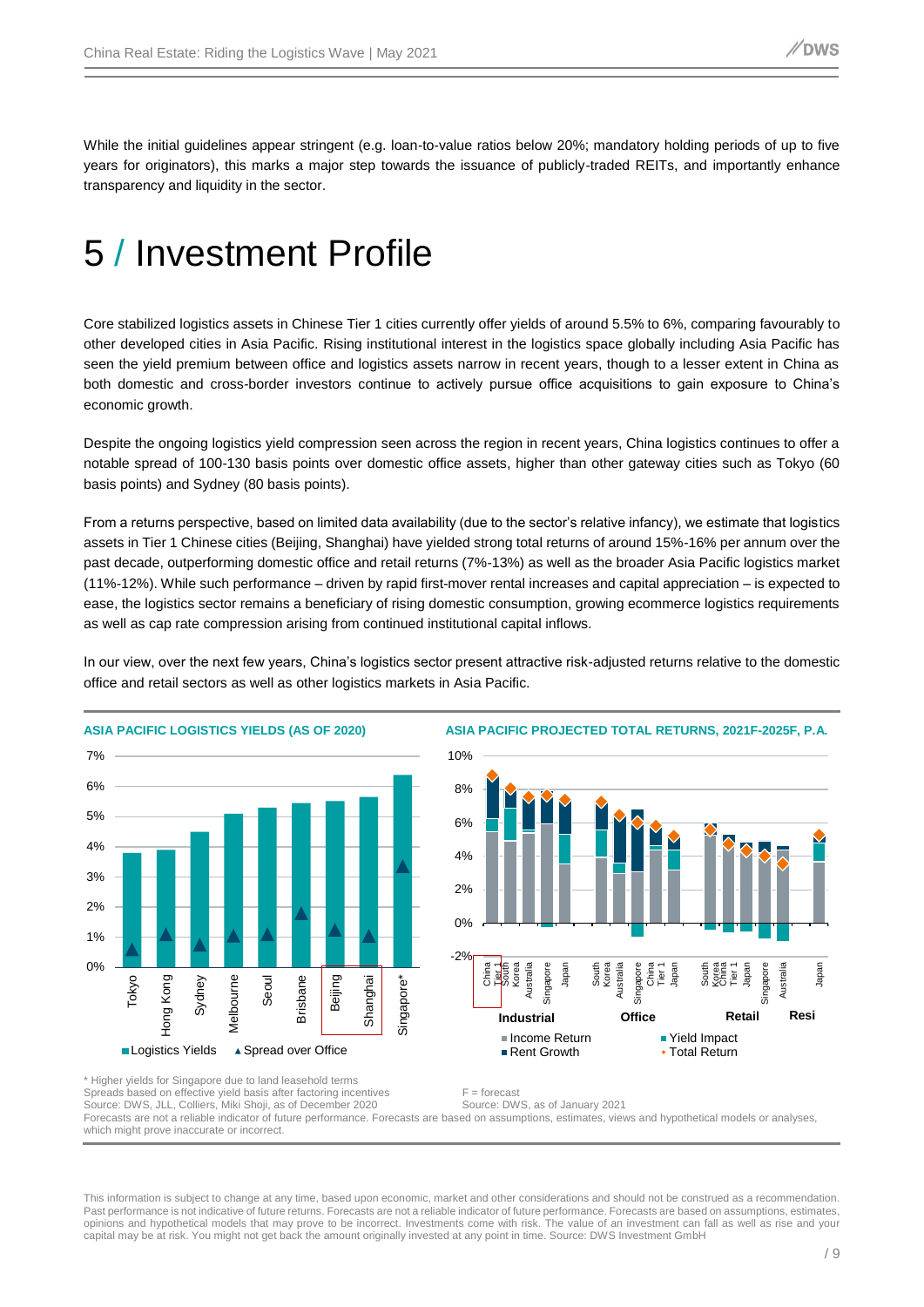While the initial guidelines appear stringent (e.g. loan-to-value ratios below 20%; mandatory holding periods of up to five years for originators), this marks a major step towards the issuance of publicly-traded REITs, and importantly enhance transparency and liquidity in the sector.

# 5 / Investment Profile

Core stabilized logistics assets in Chinese Tier 1 cities currently offer yields of around 5.5% to 6%, comparing favourably to other developed cities in Asia Pacific. Rising institutional interest in the logistics space globally including Asia Pacific has seen the yield premium between office and logistics assets narrow in recent years, though to a lesser extent in China as both domestic and cross-border investors continue to actively pursue office acquisitions to gain exposure to China's economic growth.

Despite the ongoing logistics yield compression seen across the region in recent years, China logistics continues to offer a notable spread of 100-130 basis points over domestic office assets, higher than other gateway cities such as Tokyo (60 basis points) and Sydney (80 basis points).

From a returns perspective, based on limited data availability (due to the sector's relative infancy), we estimate that logistics assets in Tier 1 Chinese cities (Beijing, Shanghai) have yielded strong total returns of around 15%-16% per annum over the past decade, outperforming domestic office and retail returns (7%-13%) as well as the broader Asia Pacific logistics market (11%-12%). While such performance – driven by rapid first-mover rental increases and capital appreciation – is expected to ease, the logistics sector remains a beneficiary of rising domestic consumption, growing ecommerce logistics requirements as well as cap rate compression arising from continued institutional capital inflows.

In our view, over the next few years, China's logistics sector present attractive risk-adjusted returns relative to the domestic office and retail sectors as well as other logistics markets in Asia Pacific.

**ASIA PACIFIC LOGISTICS YIELDS (AS OF 2020)**

Legend: Logistics Yields; Spread over Office

Markets: Tokyo, Hong Kong, Sydney, Melbourne, Seoul, Brisbane, Beijing, Shanghai, Singapore*

\* Higher yields for Singapore due to land leasehold terms
Spreads based on effective yield basis after factoring incentives
Source: DWS, JLL, Colliers, Miki Shoji, as of December 2020

**ASIA PACIFIC PROJECTED TOTAL RETURNS, 2021F-2025F, P.A.**

Legend: Income Return; Rent Growth; Yield Impact; Total Return

Industrial: China Tier 1, South Korea, Australia, Singapore, Japan
Office: South Korea, Australia, Singapore, China Tier 1, Japan
Retail: South Korea, China Tier 1, Japan, Singapore, Australia
Resi: Japan

F = forecast
Source: DWS, as of January 2021

Forecasts are not a reliable indicator of future performance. Forecasts are based on assumptions, estimates, views and hypothetical models or analyses, which might prove inaccurate or incorrect.

This information is subject to change at any time, based upon economic, market and other considerations and should not be construed as a recommendation. Past performance is not indicative of future returns. Forecasts are not a reliable indicator of future performance. Forecasts are based on assumptions, estimates, opinions and hypothetical models that may prove to be incorrect. Investments come with risk. The value of an investment can fall as well as rise and your capital may be at risk. You might not get back the amount originally invested at any point in time. Source: DWS Investment GmbH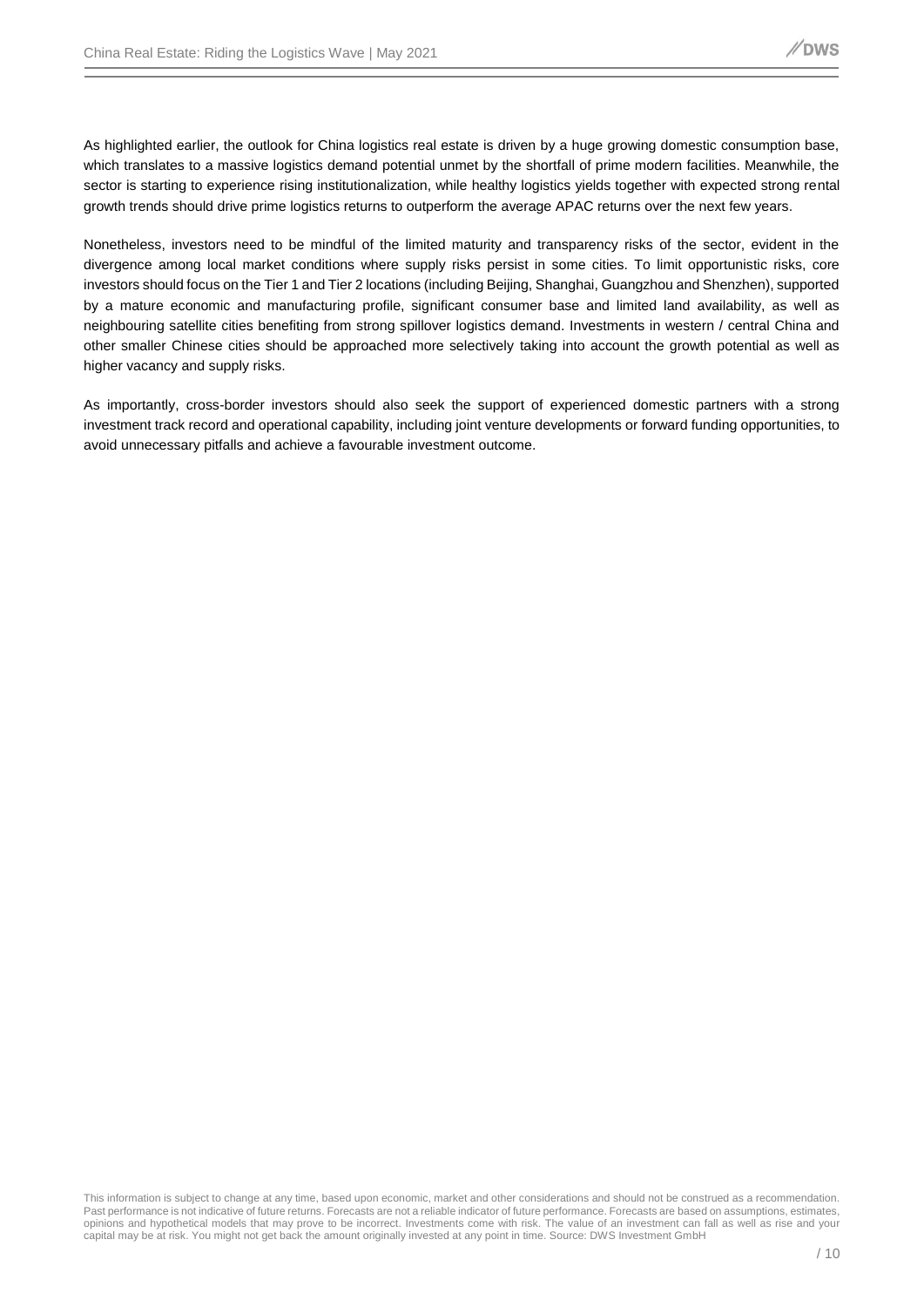As highlighted earlier, the outlook for China logistics real estate is driven by a huge growing domestic consumption base, which translates to a massive logistics demand potential unmet by the shortfall of prime modern facilities. Meanwhile, the sector is starting to experience rising institutionalization, while healthy logistics yields together with expected strong rental growth trends should drive prime logistics returns to outperform the average APAC returns over the next few years.

Nonetheless, investors need to be mindful of the limited maturity and transparency risks of the sector, evident in the divergence among local market conditions where supply risks persist in some cities. To limit opportunistic risks, core investors should focus on the Tier 1 and Tier 2 locations (including Beijing, Shanghai, Guangzhou and Shenzhen), supported by a mature economic and manufacturing profile, significant consumer base and limited land availability, as well as neighbouring satellite cities benefiting from strong spillover logistics demand. Investments in western / central China and other smaller Chinese cities should be approached more selectively taking into account the growth potential as well as higher vacancy and supply risks.

As importantly, cross-border investors should also seek the support of experienced domestic partners with a strong investment track record and operational capability, including joint venture developments or forward funding opportunities, to avoid unnecessary pitfalls and achieve a favourable investment outcome.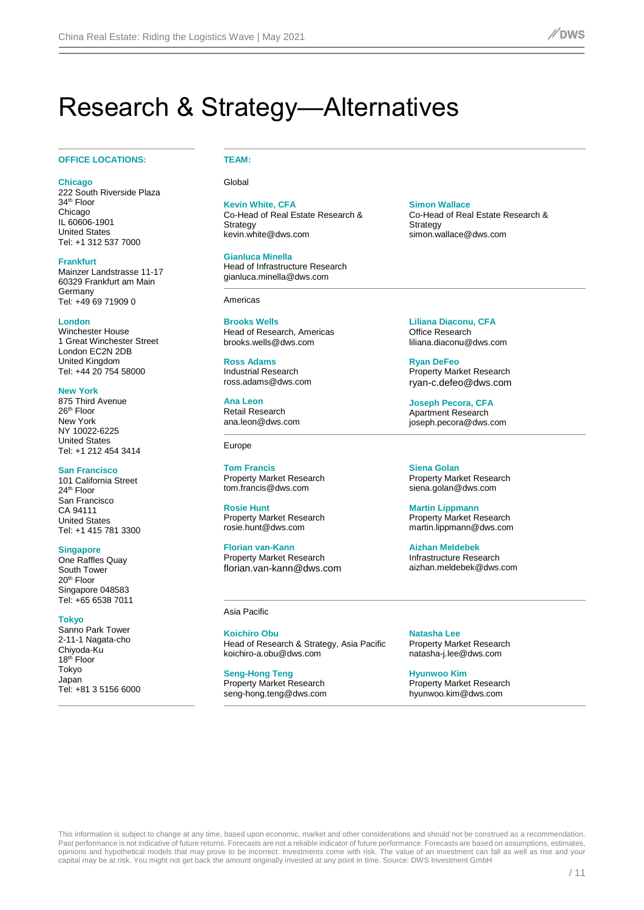# Research & Strategy—Alternatives

**OFFICE LOCATIONS:**

**Chicago**
222 South Riverside Plaza
34th Floor
Chicago
IL 60606-1901
United States
Tel: +1 312 537 7000

**Frankfurt**
Mainzer Landstrasse 11-17
60329 Frankfurt am Main
Germany
Tel: +49 69 71909 0

**London**
Winchester House
1 Great Winchester Street
London EC2N 2DB
United Kingdom
Tel: +44 20 754 58000

**New York**
875 Third Avenue
26th Floor
New York
NY 10022-6225
United States
Tel: +1 212 454 3414

**San Francisco**
101 California Street
24th Floor
San Francisco
CA 94111
United States
Tel: +1 415 781 3300

**Singapore**
One Raffles Quay
South Tower
20th Floor
Singapore 048583
Tel: +65 6538 7011

**Tokyo**
Sanno Park Tower
2-11-1 Nagata-cho
Chiyoda-Ku
18th Floor
Tokyo
Japan
Tel: +81 3 5156 6000

**TEAM:**

Global

**Kevin White, CFA**
Co-Head of Real Estate Research & Strategy
kevin.white@dws.com

**Simon Wallace**
Co-Head of Real Estate Research & Strategy
simon.wallace@dws.com

**Gianluca Minella**
Head of Infrastructure Research
gianluca.minella@dws.com

Americas

**Brooks Wells**
Head of Research, Americas
brooks.wells@dws.com

**Liliana Diaconu, CFA**
Office Research
liliana.diaconu@dws.com

**Ross Adams**
Industrial Research
ross.adams@dws.com

**Ryan DeFeo**
Property Market Research
ryan-c.defeo@dws.com

**Ana Leon**
Retail Research
ana.leon@dws.com

**Joseph Pecora, CFA**
Apartment Research
joseph.pecora@dws.com

Europe

**Tom Francis**
Property Market Research
tom.francis@dws.com

**Siena Golan**
Property Market Research
siena.golan@dws.com

**Rosie Hunt**
Property Market Research
rosie.hunt@dws.com

**Martin Lippmann**
Property Market Research
martin.lippmann@dws.com

**Florian van-Kann**
Property Market Research
florian.van-kann@dws.com

**Aizhan Meldebek**
Infrastructure Research
aizhan.meldebek@dws.com

Asia Pacific

**Koichiro Obu**
Head of Research & Strategy, Asia Pacific
koichiro-a.obu@dws.com

**Natasha Lee**
Property Market Research
natasha-j.lee@dws.com

**Seng-Hong Teng**
Property Market Research
seng-hong.teng@dws.com

**Hyunwoo Kim**
Property Market Research
hyunwoo.kim@dws.com

This information is subject to change at any time, based upon economic, market and other considerations and should not be construed as a recommendation. Past performance is not indicative of future returns. Forecasts are not a reliable indicator of future performance. Forecasts are based on assumptions, estimates, opinions and hypothetical models that may prove to be incorrect. Investments come with risk. The value of an investment can fall as well as rise and your capital may be at risk. You might not get back the amount originally invested at any point in time. Source: DWS Investment GmbH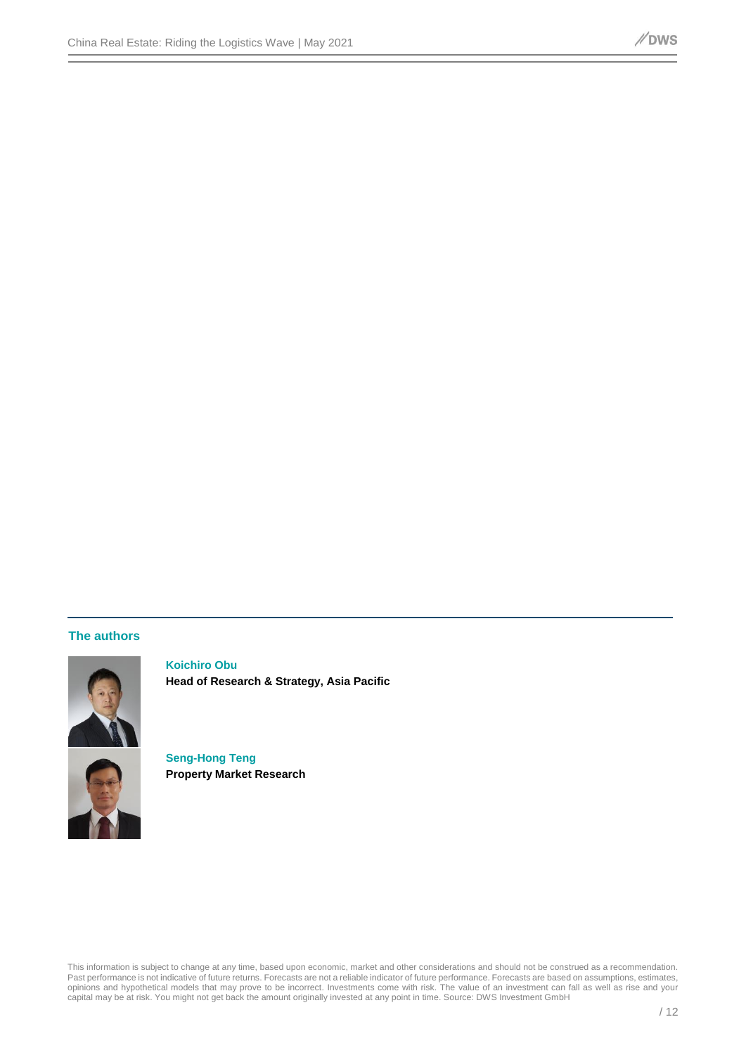## The authors

**Koichiro Obu**
**Head of Research & Strategy, Asia Pacific**

**Seng-Hong Teng**
**Property Market Research**

This information is subject to change at any time, based upon economic, market and other considerations and should not be construed as a recommendation. Past performance is not indicative of future returns. Forecasts are not a reliable indicator of future performance. Forecasts are based on assumptions, estimates, opinions and hypothetical models that may prove to be incorrect. Investments come with risk. The value of an investment can fall as well as rise and your capital may be at risk. You might not get back the amount originally invested at any point in time. Source: DWS Investment GmbH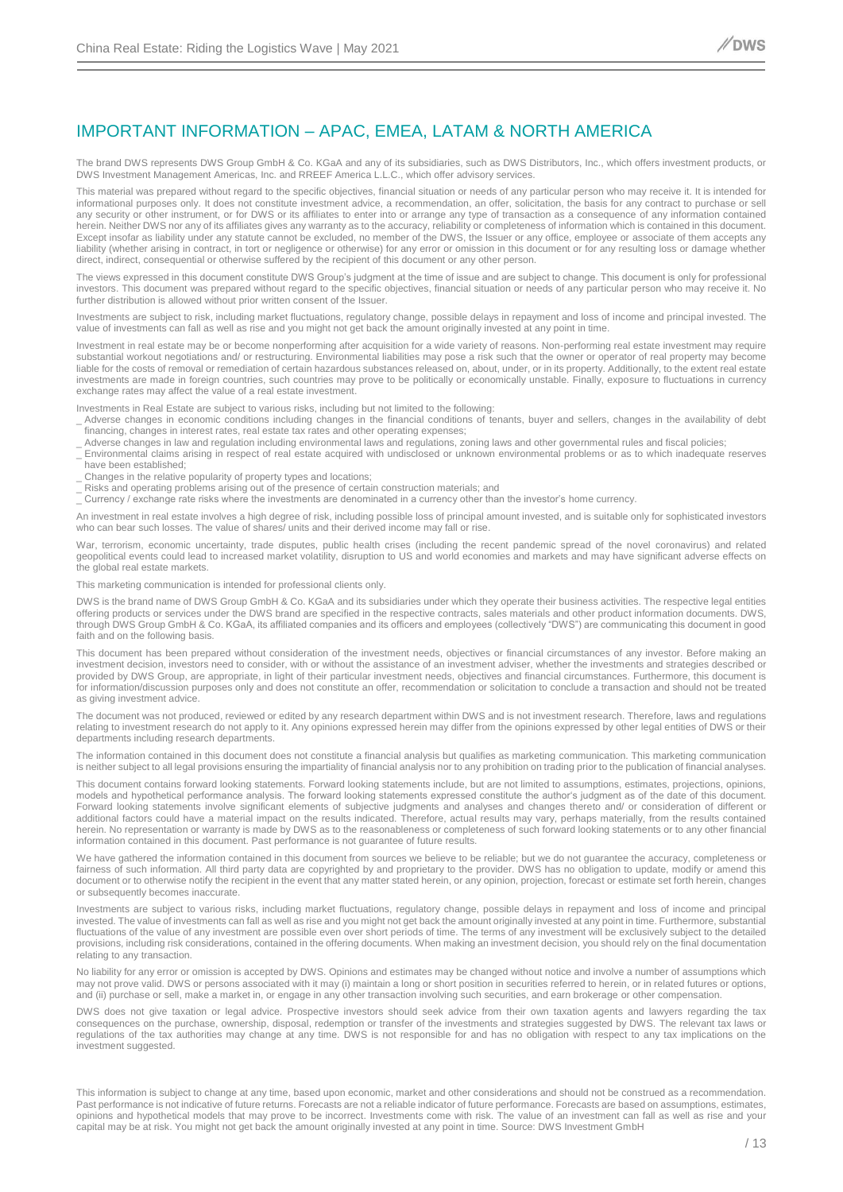# IMPORTANT INFORMATION – APAC, EMEA, LATAM & NORTH AMERICA

The brand DWS represents DWS Group GmbH & Co. KGaA and any of its subsidiaries, such as DWS Distributors, Inc., which offers investment products, or DWS Investment Management Americas, Inc. and RREEF America L.L.C., which offer advisory services.

This material was prepared without regard to the specific objectives, financial situation or needs of any particular person who may receive it. It is intended for informational purposes only. It does not constitute investment advice, a recommendation, an offer, solicitation, the basis for any contract to purchase or sell any security or other instrument, or for DWS or its affiliates to enter into or arrange any type of transaction as a consequence of any information contained herein. Neither DWS nor any of its affiliates gives any warranty as to the accuracy, reliability or completeness of information which is contained in this document. Except insofar as liability under any statute cannot be excluded, no member of the DWS, the Issuer or any office, employee or associate of them accepts any liability (whether arising in contract, in tort or negligence or otherwise) for any error or omission in this document or for any resulting loss or damage whether direct, indirect, consequential or otherwise suffered by the recipient of this document or any other person.

The views expressed in this document constitute DWS Group's judgment at the time of issue and are subject to change. This document is only for professional investors. This document was prepared without regard to the specific objectives, financial situation or needs of any particular person who may receive it. No further distribution is allowed without prior written consent of the Issuer.

Investments are subject to risk, including market fluctuations, regulatory change, possible delays in repayment and loss of income and principal invested. The value of investments can fall as well as rise and you might not get back the amount originally invested at any point in time.

Investment in real estate may be or become nonperforming after acquisition for a wide variety of reasons. Non-performing real estate investment may require substantial workout negotiations and/ or restructuring. Environmental liabilities may pose a risk such that the owner or operator of real property may become liable for the costs of removal or remediation of certain hazardous substances released on, about, under, or in its property. Additionally, to the extent real estate investments are made in foreign countries, such countries may prove to be politically or economically unstable. Finally, exposure to fluctuations in currency exchange rates may affect the value of a real estate investment.

Investments in Real Estate are subject to various risks, including but not limited to the following:

_ Adverse changes in economic conditions including changes in the financial conditions of tenants, buyer and sellers, changes in the availability of debt financing, changes in interest rates, real estate tax rates and other operating expenses;
_ Adverse changes in law and regulation including environmental laws and regulations, zoning laws and other governmental rules and fiscal policies;
_ Environmental claims arising in respect of real estate acquired with undisclosed or unknown environmental problems or as to which inadequate reserves have been established;
_ Changes in the relative popularity of property types and locations;
_ Risks and operating problems arising out of the presence of certain construction materials; and
_ Currency / exchange rate risks where the investments are denominated in a currency other than the investor's home currency.

An investment in real estate involves a high degree of risk, including possible loss of principal amount invested, and is suitable only for sophisticated investors who can bear such losses. The value of shares/ units and their derived income may fall or rise.

War, terrorism, economic uncertainty, trade disputes, public health crises (including the recent pandemic spread of the novel coronavirus) and related geopolitical events could lead to increased market volatility, disruption to US and world economies and markets and may have significant adverse effects on the global real estate markets.

This marketing communication is intended for professional clients only.

DWS is the brand name of DWS Group GmbH & Co. KGaA and its subsidiaries under which they operate their business activities. The respective legal entities offering products or services under the DWS brand are specified in the respective contracts, sales materials and other product information documents. DWS, through DWS Group GmbH & Co. KGaA, its affiliated companies and its officers and employees (collectively "DWS") are communicating this document in good faith and on the following basis.

This document has been prepared without consideration of the investment needs, objectives or financial circumstances of any investor. Before making an investment decision, investors need to consider, with or without the assistance of an investment adviser, whether the investments and strategies described or provided by DWS Group, are appropriate, in light of their particular investment needs, objectives and financial circumstances. Furthermore, this document is for information/discussion purposes only and does not constitute an offer, recommendation or solicitation to conclude a transaction and should not be treated as giving investment advice.

The document was not produced, reviewed or edited by any research department within DWS and is not investment research. Therefore, laws and regulations relating to investment research do not apply to it. Any opinions expressed herein may differ from the opinions expressed by other legal entities of DWS or their departments including research departments.

The information contained in this document does not constitute a financial analysis but qualifies as marketing communication. This marketing communication is neither subject to all legal provisions ensuring the impartiality of financial analysis nor to any prohibition on trading prior to the publication of financial analyses.

This document contains forward looking statements. Forward looking statements include, but are not limited to assumptions, estimates, projections, opinions, models and hypothetical performance analysis. The forward looking statements expressed constitute the author's judgment as of the date of this document. Forward looking statements involve significant elements of subjective judgments and analyses and changes thereto and/ or consideration of different or additional factors could have a material impact on the results indicated. Therefore, actual results may vary, perhaps materially, from the results contained herein. No representation or warranty is made by DWS as to the reasonableness or completeness of such forward looking statements or to any other financial information contained in this document. Past performance is not guarantee of future results.

We have gathered the information contained in this document from sources we believe to be reliable; but we do not guarantee the accuracy, completeness or fairness of such information. All third party data are copyrighted by and proprietary to the provider. DWS has no obligation to update, modify or amend this document or to otherwise notify the recipient in the event that any matter stated herein, or any opinion, projection, forecast or estimate set forth herein, changes or subsequently becomes inaccurate.

Investments are subject to various risks, including market fluctuations, regulatory change, possible delays in repayment and loss of income and principal invested. The value of investments can fall as well as rise and you might not get back the amount originally invested at any point in time. Furthermore, substantial fluctuations of the value of any investment are possible even over short periods of time. The terms of any investment will be exclusively subject to the detailed provisions, including risk considerations, contained in the offering documents. When making an investment decision, you should rely on the final documentation relating to any transaction.

No liability for any error or omission is accepted by DWS. Opinions and estimates may be changed without notice and involve a number of assumptions which may not prove valid. DWS or persons associated with it may (i) maintain a long or short position in securities referred to herein, or in related futures or options, and (ii) purchase or sell, make a market in, or engage in any other transaction involving such securities, and earn brokerage or other compensation.

DWS does not give taxation or legal advice. Prospective investors should seek advice from their own taxation agents and lawyers regarding the tax consequences on the purchase, ownership, disposal, redemption or transfer of the investments and strategies suggested by DWS. The relevant tax laws or regulations of the tax authorities may change at any time. DWS is not responsible for and has no obligation with respect to any tax implications on the investment suggested.

This information is subject to change at any time, based upon economic, market and other considerations and should not be construed as a recommendation. Past performance is not indicative of future returns. Forecasts are not a reliable indicator of future performance. Forecasts are based on assumptions, estimates, opinions and hypothetical models that may prove to be incorrect. Investments come with risk. The value of an investment can fall as well as rise and your capital may be at risk. You might not get back the amount originally invested at any point in time. Source: DWS Investment GmbH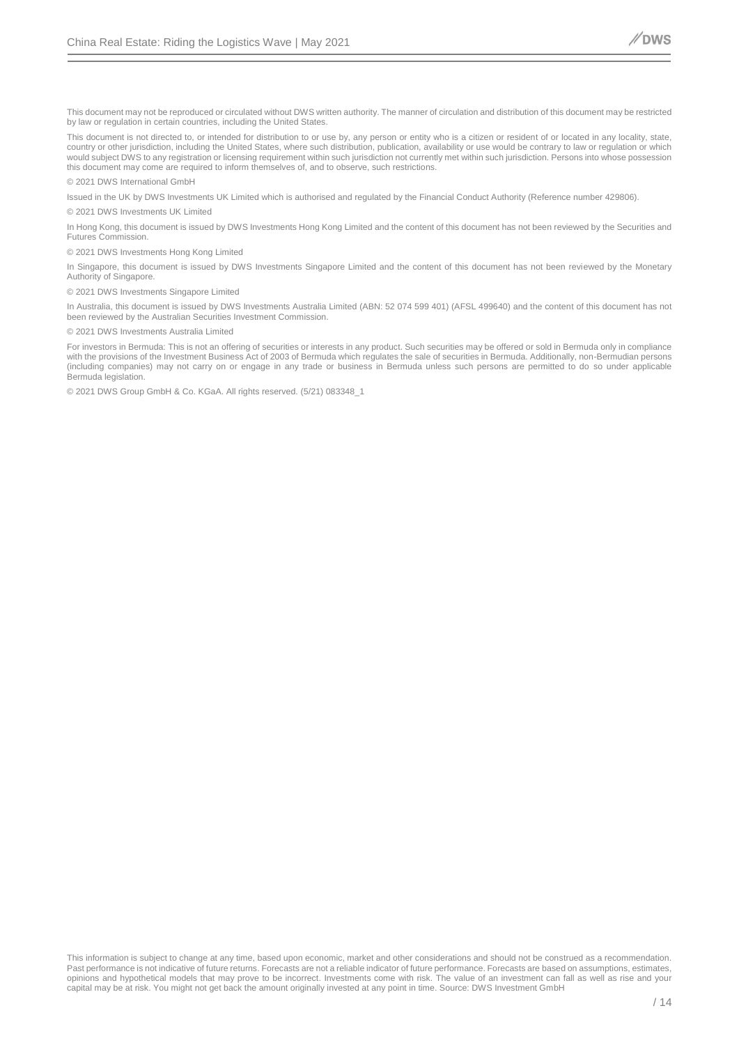This document may not be reproduced or circulated without DWS written authority. The manner of circulation and distribution of this document may be restricted by law or regulation in certain countries, including the United States.

This document is not directed to, or intended for distribution to or use by, any person or entity who is a citizen or resident of or located in any locality, state, country or other jurisdiction, including the United States, where such distribution, publication, availability or use would be contrary to law or regulation or which would subject DWS to any registration or licensing requirement within such jurisdiction not currently met within such jurisdiction. Persons into whose possession this document may come are required to inform themselves of, and to observe, such restrictions.

© 2021 DWS International GmbH

Issued in the UK by DWS Investments UK Limited which is authorised and regulated by the Financial Conduct Authority (Reference number 429806).

© 2021 DWS Investments UK Limited

In Hong Kong, this document is issued by DWS Investments Hong Kong Limited and the content of this document has not been reviewed by the Securities and Futures Commission.

© 2021 DWS Investments Hong Kong Limited

In Singapore, this document is issued by DWS Investments Singapore Limited and the content of this document has not been reviewed by the Monetary Authority of Singapore.

© 2021 DWS Investments Singapore Limited

In Australia, this document is issued by DWS Investments Australia Limited (ABN: 52 074 599 401) (AFSL 499640) and the content of this document has not been reviewed by the Australian Securities Investment Commission.

© 2021 DWS Investments Australia Limited

For investors in Bermuda: This is not an offering of securities or interests in any product. Such securities may be offered or sold in Bermuda only in compliance with the provisions of the Investment Business Act of 2003 of Bermuda which regulates the sale of securities in Bermuda. Additionally, non-Bermudian persons (including companies) may not carry on or engage in any trade or business in Bermuda unless such persons are permitted to do so under applicable Bermuda legislation.

© 2021 DWS Group GmbH & Co. KGaA. All rights reserved. (5/21) 083348_1

This information is subject to change at any time, based upon economic, market and other considerations and should not be construed as a recommendation. Past performance is not indicative of future returns. Forecasts are not a reliable indicator of future performance. Forecasts are based on assumptions, estimates, opinions and hypothetical models that may prove to be incorrect. Investments come with risk. The value of an investment can fall as well as rise and your capital may be at risk. You might not get back the amount originally invested at any point in time. Source: DWS Investment GmbH